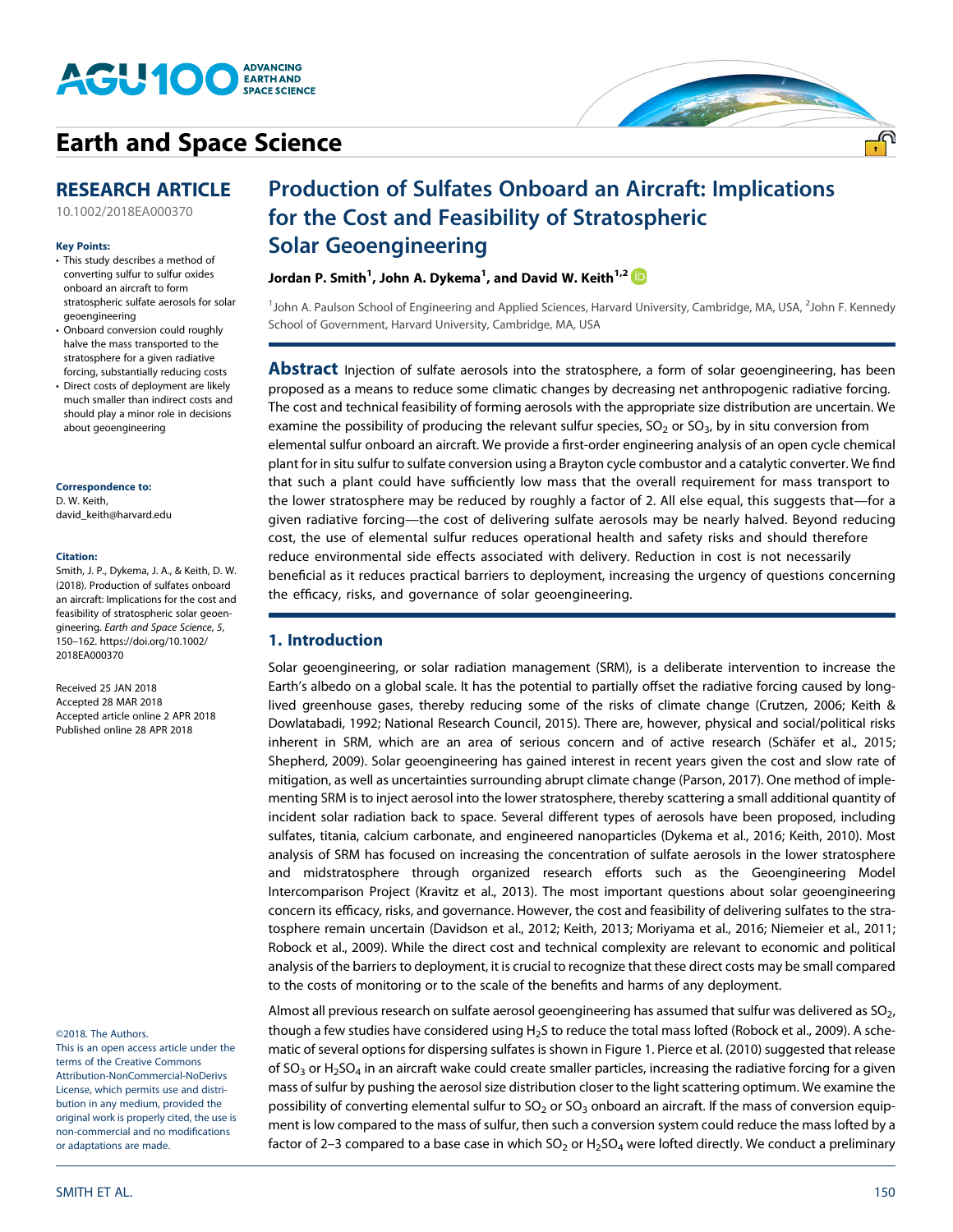Earth and Space Science

## RESEARCH ARTICLE

10.1002/2018EA000370

**Key Points:**

- This study describes a method of converting sulfur to sulfur oxides onboard an aircraft to form stratospheric sulfate aerosols for solar geoengineering
- Onboard conversion could roughly halve the mass transported to the stratosphere for a given radiative forcing, substantially reducing costs
- Direct costs of deployment are likely much smaller than indirect costs and should play a minor role in decisions about geoengineering

**Correspondence to:**
D. W. Keith,
david_keith@harvard.edu

**Citation:**
Smith, J. P., Dykema, J. A., & Keith, D. W. (2018). Production of sulfates onboard an aircraft: Implications for the cost and feasibility of stratospheric solar geoengineering. *Earth and Space Science*, *5*, 150–162. https://doi.org/10.1002/2018EA000370

Received 25 JAN 2018
Accepted 28 MAR 2018
Accepted article online 2 APR 2018
Published online 28 APR 2018

©2018. The Authors.
This is an open access article under the terms of the Creative Commons Attribution-NonCommercial-NoDerivs License, which permits use and distribution in any medium, provided the original work is properly cited, the use is non-commercial and no modifications or adaptations are made.

# Production of Sulfates Onboard an Aircraft: Implications for the Cost and Feasibility of Stratospheric Solar Geoengineering

**Jordan P. Smith[1], John A. Dykema[1], and David W. Keith[1,2]**

[1]John A. Paulson School of Engineering and Applied Sciences, Harvard University, Cambridge, MA, USA, [2]John F. Kennedy School of Government, Harvard University, Cambridge, MA, USA

**Abstract** Injection of sulfate aerosols into the stratosphere, a form of solar geoengineering, has been proposed as a means to reduce some climatic changes by decreasing net anthropogenic radiative forcing. The cost and technical feasibility of forming aerosols with the appropriate size distribution are uncertain. We examine the possibility of producing the relevant sulfur species, $SO_2$ or $SO_3$, by in situ conversion from elemental sulfur onboard an aircraft. We provide a first-order engineering analysis of an open cycle chemical plant for in situ sulfur to sulfate conversion using a Brayton cycle combustor and a catalytic converter. We find that such a plant could have sufficiently low mass that the overall requirement for mass transport to the lower stratosphere may be reduced by roughly a factor of 2. All else equal, this suggests that—for a given radiative forcing—the cost of delivering sulfate aerosols may be nearly halved. Beyond reducing cost, the use of elemental sulfur reduces operational health and safety risks and should therefore reduce environmental side effects associated with delivery. Reduction in cost is not necessarily beneficial as it reduces practical barriers to deployment, increasing the urgency of questions concerning the efficacy, risks, and governance of solar geoengineering.

## 1. Introduction

Solar geoengineering, or solar radiation management (SRM), is a deliberate intervention to increase the Earth's albedo on a global scale. It has the potential to partially offset the radiative forcing caused by long-lived greenhouse gases, thereby reducing some of the risks of climate change (Crutzen, 2006; Keith & Dowlatabadi, 1992; National Research Council, 2015). There are, however, physical and social/political risks inherent in SRM, which are an area of serious concern and of active research (Schäfer et al., 2015; Shepherd, 2009). Solar geoengineering has gained interest in recent years given the cost and slow rate of mitigation, as well as uncertainties surrounding abrupt climate change (Parson, 2017). One method of implementing SRM is to inject aerosol into the lower stratosphere, thereby scattering a small additional quantity of incident solar radiation back to space. Several different types of aerosols have been proposed, including sulfates, titania, calcium carbonate, and engineered nanoparticles (Dykema et al., 2016; Keith, 2010). Most analysis of SRM has focused on increasing the concentration of sulfate aerosols in the lower stratosphere and midstratosphere through organized research efforts such as the Geoengineering Model Intercomparison Project (Kravitz et al., 2013). The most important questions about solar geoengineering concern its efficacy, risks, and governance. However, the cost and feasibility of delivering sulfates to the stratosphere remain uncertain (Davidson et al., 2012; Keith, 2013; Moriyama et al., 2016; Niemeier et al., 2011; Robock et al., 2009). While the direct cost and technical complexity are relevant to economic and political analysis of the barriers to deployment, it is crucial to recognize that these direct costs may be small compared to the costs of monitoring or to the scale of the benefits and harms of any deployment.

Almost all previous research on sulfate aerosol geoengineering has assumed that sulfur was delivered as $SO_2$, though a few studies have considered using $H_2S$ to reduce the total mass lofted (Robock et al., 2009). A schematic of several options for dispersing sulfates is shown in Figure 1. Pierce et al. (2010) suggested that release of $SO_3$ or $H_2SO_4$ in an aircraft wake could create smaller particles, increasing the radiative forcing for a given mass of sulfur by pushing the aerosol size distribution closer to the light scattering optimum. We examine the possibility of converting elemental sulfur to $SO_2$ or $SO_3$ onboard an aircraft. If the mass of conversion equipment is low compared to the mass of sulfur, then such a conversion system could reduce the mass lofted by a factor of 2–3 compared to a base case in which $SO_2$ or $H_2SO_4$ were lofted directly. We conduct a preliminary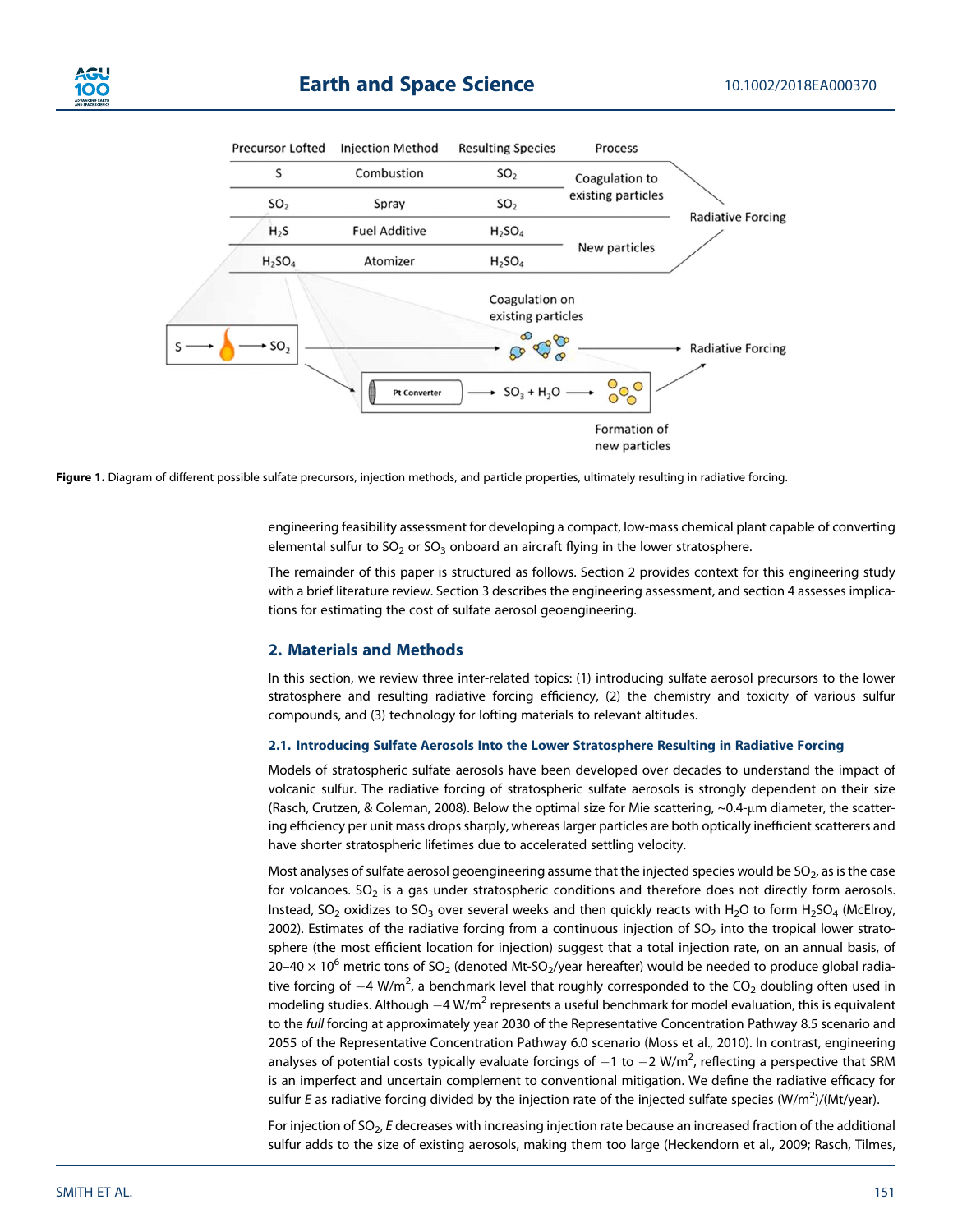| Precursor Lofted | Injection Method | Resulting Species | Process | |
|---|---|---|---|---|
| S | Combustion | $SO_2$ | Coagulation to existing particles | Radiative Forcing |
| $SO_2$ | Spray | $SO_2$ | | |
| $H_2S$ | Fuel Additive | $H_2SO_4$ | New particles | |
| $H_2SO_4$ | Atomizer | $H_2SO_4$ | | |

**Figure 1.** Diagram of different possible sulfate precursors, injection methods, and particle properties, ultimately resulting in radiative forcing.

engineering feasibility assessment for developing a compact, low-mass chemical plant capable of converting elemental sulfur to $SO_2$ or $SO_3$ onboard an aircraft flying in the lower stratosphere.

The remainder of this paper is structured as follows. Section 2 provides context for this engineering study with a brief literature review. Section 3 describes the engineering assessment, and section 4 assesses implications for estimating the cost of sulfate aerosol geoengineering.

## 2. Materials and Methods

In this section, we review three inter-related topics: (1) introducing sulfate aerosol precursors to the lower stratosphere and resulting radiative forcing efficiency, (2) the chemistry and toxicity of various sulfur compounds, and (3) technology for lofting materials to relevant altitudes.

### 2.1. Introducing Sulfate Aerosols Into the Lower Stratosphere Resulting in Radiative Forcing

Models of stratospheric sulfate aerosols have been developed over decades to understand the impact of volcanic sulfur. The radiative forcing of stratospheric sulfate aerosols is strongly dependent on their size (Rasch, Crutzen, & Coleman, 2008). Below the optimal size for Mie scattering, ~0.4-μm diameter, the scattering efficiency per unit mass drops sharply, whereas larger particles are both optically inefficient scatterers and have shorter stratospheric lifetimes due to accelerated settling velocity.

Most analyses of sulfate aerosol geoengineering assume that the injected species would be $SO_2$, as is the case for volcanoes. $SO_2$ is a gas under stratospheric conditions and therefore does not directly form aerosols. Instead, $SO_2$ oxidizes to $SO_3$ over several weeks and then quickly reacts with $H_2O$ to form $H_2SO_4$ (McElroy, 2002). Estimates of the radiative forcing from a continuous injection of $SO_2$ into the tropical lower stratosphere (the most efficient location for injection) suggest that a total injection rate, on an annual basis, of 20–40 × $10^6$ metric tons of $SO_2$ (denoted Mt-$SO_2$/year hereafter) would be needed to produce global radiative forcing of $-4$ W/m$^2$, a benchmark level that roughly corresponded to the $CO_2$ doubling often used in modeling studies. Although $-4$ W/m$^2$ represents a useful benchmark for model evaluation, this is equivalent to the *full* forcing at approximately year 2030 of the Representative Concentration Pathway 8.5 scenario and 2055 of the Representative Concentration Pathway 6.0 scenario (Moss et al., 2010). In contrast, engineering analyses of potential costs typically evaluate forcings of $-1$ to $-2$ W/m$^2$, reflecting a perspective that SRM is an imperfect and uncertain complement to conventional mitigation. We define the radiative efficacy for sulfur *E* as radiative forcing divided by the injection rate of the injected sulfate species (W/m$^2$)/(Mt/year).

For injection of $SO_2$, *E* decreases with increasing injection rate because an increased fraction of the additional sulfur adds to the size of existing aerosols, making them too large (Heckendorn et al., 2009; Rasch, Tilmes,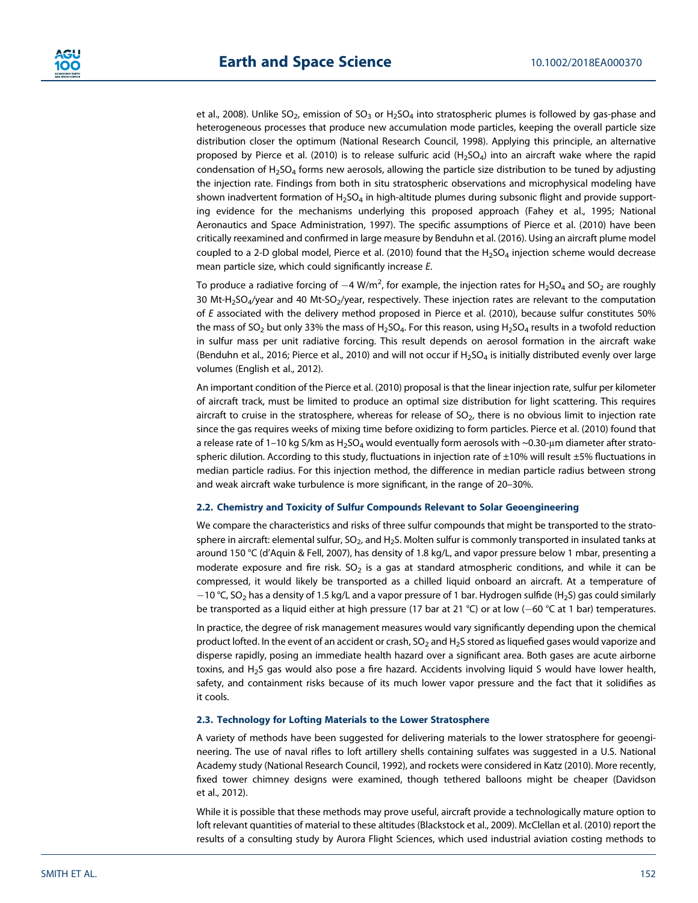et al., 2008). Unlike $SO_2$, emission of $SO_3$ or $H_2SO_4$ into stratospheric plumes is followed by gas-phase and heterogeneous processes that produce new accumulation mode particles, keeping the overall particle size distribution closer the optimum (National Research Council, 1998). Applying this principle, an alternative proposed by Pierce et al. (2010) is to release sulfuric acid ($H_2SO_4$) into an aircraft wake where the rapid condensation of $H_2SO_4$ forms new aerosols, allowing the particle size distribution to be tuned by adjusting the injection rate. Findings from both in situ stratospheric observations and microphysical modeling have shown inadvertent formation of $H_2SO_4$ in high-altitude plumes during subsonic flight and provide supporting evidence for the mechanisms underlying this proposed approach (Fahey et al., 1995; National Aeronautics and Space Administration, 1997). The specific assumptions of Pierce et al. (2010) have been critically reexamined and confirmed in large measure by Benduhn et al. (2016). Using an aircraft plume model coupled to a 2-D global model, Pierce et al. (2010) found that the $H_2SO_4$ injection scheme would decrease mean particle size, which could significantly increase *E*.

To produce a radiative forcing of $-4$ W/m$^2$, for example, the injection rates for $H_2SO_4$ and $SO_2$ are roughly 30 Mt-$H_2SO_4$/year and 40 Mt-$SO_2$/year, respectively. These injection rates are relevant to the computation of *E* associated with the delivery method proposed in Pierce et al. (2010), because sulfur constitutes 50% the mass of $SO_2$ but only 33% the mass of $H_2SO_4$. For this reason, using $H_2SO_4$ results in a twofold reduction in sulfur mass per unit radiative forcing. This result depends on aerosol formation in the aircraft wake (Benduhn et al., 2016; Pierce et al., 2010) and will not occur if $H_2SO_4$ is initially distributed evenly over large volumes (English et al., 2012).

An important condition of the Pierce et al. (2010) proposal is that the linear injection rate, sulfur per kilometer of aircraft track, must be limited to produce an optimal size distribution for light scattering. This requires aircraft to cruise in the stratosphere, whereas for release of $SO_2$, there is no obvious limit to injection rate since the gas requires weeks of mixing time before oxidizing to form particles. Pierce et al. (2010) found that a release rate of 1–10 kg S/km as $H_2SO_4$ would eventually form aerosols with ~0.30-μm diameter after stratospheric dilution. According to this study, fluctuations in injection rate of ±10% will result ±5% fluctuations in median particle radius. For this injection method, the difference in median particle radius between strong and weak aircraft wake turbulence is more significant, in the range of 20–30%.

### 2.2. Chemistry and Toxicity of Sulfur Compounds Relevant to Solar Geoengineering

We compare the characteristics and risks of three sulfur compounds that might be transported to the stratosphere in aircraft: elemental sulfur, $SO_2$, and $H_2S$. Molten sulfur is commonly transported in insulated tanks at around 150 °C (d'Aquin & Fell, 2007), has density of 1.8 kg/L, and vapor pressure below 1 mbar, presenting a moderate exposure and fire risk. $SO_2$ is a gas at standard atmospheric conditions, and while it can be compressed, it would likely be transported as a chilled liquid onboard an aircraft. At a temperature of $-10$ °C, $SO_2$ has a density of 1.5 kg/L and a vapor pressure of 1 bar. Hydrogen sulfide ($H_2S$) gas could similarly be transported as a liquid either at high pressure (17 bar at 21 °C) or at low ($-60$ °C at 1 bar) temperatures.

In practice, the degree of risk management measures would vary significantly depending upon the chemical product lofted. In the event of an accident or crash, $SO_2$ and $H_2S$ stored as liquefied gases would vaporize and disperse rapidly, posing an immediate health hazard over a significant area. Both gases are acute airborne toxins, and $H_2S$ gas would also pose a fire hazard. Accidents involving liquid S would have lower health, safety, and containment risks because of its much lower vapor pressure and the fact that it solidifies as it cools.

### 2.3. Technology for Lofting Materials to the Lower Stratosphere

A variety of methods have been suggested for delivering materials to the lower stratosphere for geoengineering. The use of naval rifles to loft artillery shells containing sulfates was suggested in a U.S. National Academy study (National Research Council, 1992), and rockets were considered in Katz (2010). More recently, fixed tower chimney designs were examined, though tethered balloons might be cheaper (Davidson et al., 2012).

While it is possible that these methods may prove useful, aircraft provide a technologically mature option to loft relevant quantities of material to these altitudes (Blackstock et al., 2009). McClellan et al. (2010) report the results of a consulting study by Aurora Flight Sciences, which used industrial aviation costing methods to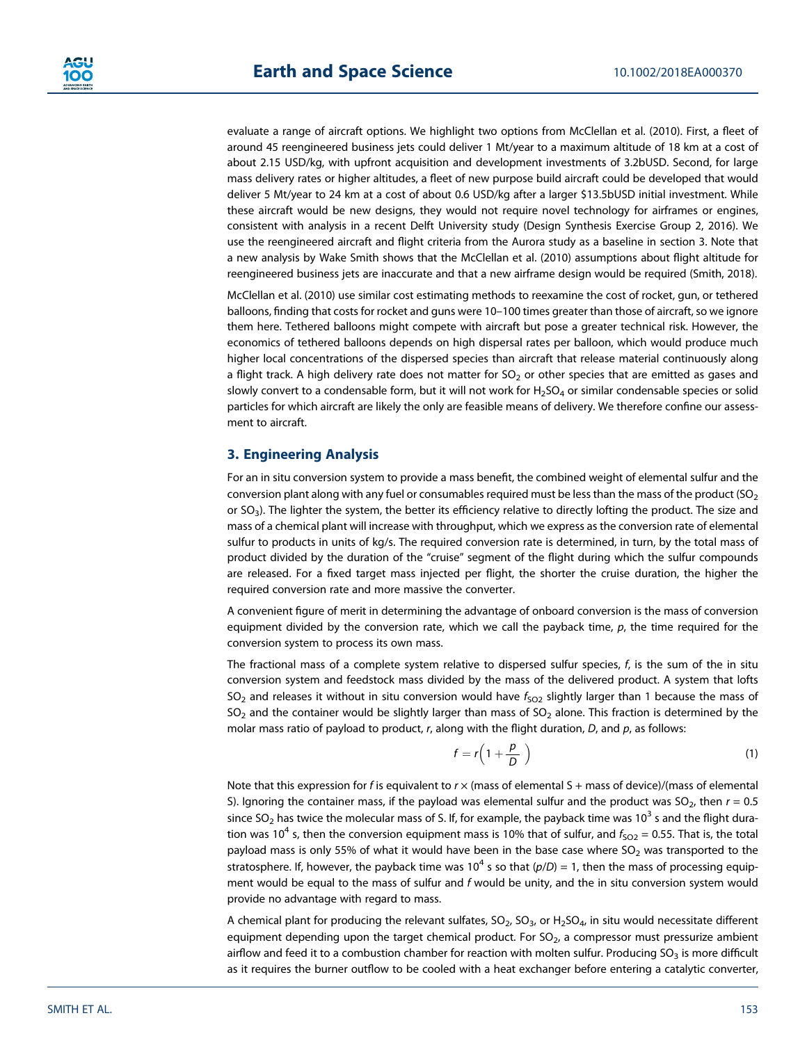evaluate a range of aircraft options. We highlight two options from McClellan et al. (2010). First, a fleet of around 45 reengineered business jets could deliver 1 Mt/year to a maximum altitude of 18 km at a cost of about 2.15 USD/kg, with upfront acquisition and development investments of 3.2bUSD. Second, for large mass delivery rates or higher altitudes, a fleet of new purpose build aircraft could be developed that would deliver 5 Mt/year to 24 km at a cost of about 0.6 USD/kg after a larger $13.5bUSD initial investment. While these aircraft would be new designs, they would not require novel technology for airframes or engines, consistent with analysis in a recent Delft University study (Design Synthesis Exercise Group 2, 2016). We use the reengineered aircraft and flight criteria from the Aurora study as a baseline in section 3. Note that a new analysis by Wake Smith shows that the McClellan et al. (2010) assumptions about flight altitude for reengineered business jets are inaccurate and that a new airframe design would be required (Smith, 2018).

McClellan et al. (2010) use similar cost estimating methods to reexamine the cost of rocket, gun, or tethered balloons, finding that costs for rocket and guns were 10–100 times greater than those of aircraft, so we ignore them here. Tethered balloons might compete with aircraft but pose a greater technical risk. However, the economics of tethered balloons depends on high dispersal rates per balloon, which would produce much higher local concentrations of the dispersed species than aircraft that release material continuously along a flight track. A high delivery rate does not matter for $SO_2$ or other species that are emitted as gases and slowly convert to a condensable form, but it will not work for $H_2SO_4$ or similar condensable species or solid particles for which aircraft are likely the only are feasible means of delivery. We therefore confine our assessment to aircraft.

## 3. Engineering Analysis

For an in situ conversion system to provide a mass benefit, the combined weight of elemental sulfur and the conversion plant along with any fuel or consumables required must be less than the mass of the product ($SO_2$ or $SO_3$). The lighter the system, the better its efficiency relative to directly lofting the product. The size and mass of a chemical plant will increase with throughput, which we express as the conversion rate of elemental sulfur to products in units of kg/s. The required conversion rate is determined, in turn, by the total mass of product divided by the duration of the "cruise" segment of the flight during which the sulfur compounds are released. For a fixed target mass injected per flight, the shorter the cruise duration, the higher the required conversion rate and more massive the converter.

A convenient figure of merit in determining the advantage of onboard conversion is the mass of conversion equipment divided by the conversion rate, which we call the payback time, $p$, the time required for the conversion system to process its own mass.

The fractional mass of a complete system relative to dispersed sulfur species, $f$, is the sum of the in situ conversion system and feedstock mass divided by the mass of the delivered product. A system that lofts $SO_2$ and releases it without in situ conversion would have $f_{SO2}$ slightly larger than 1 because the mass of $SO_2$ and the container would be slightly larger than mass of $SO_2$ alone. This fraction is determined by the molar mass ratio of payload to product, $r$, along with the flight duration, $D$, and $p$, as follows:

$$f = r\left(1 + \frac{p}{D}\right) \tag{1}$$

Note that this expression for $f$ is equivalent to $r \times$ (mass of elemental S + mass of device)/(mass of elemental S). Ignoring the container mass, if the payload was elemental sulfur and the product was $SO_2$, then $r = 0.5$ since $SO_2$ has twice the molecular mass of S. If, for example, the payback time was $10^3$ s and the flight duration was $10^4$ s, then the conversion equipment mass is 10% that of sulfur, and $f_{SO2} = 0.55$. That is, the total payload mass is only 55% of what it would have been in the base case where $SO_2$ was transported to the stratosphere. If, however, the payback time was $10^4$ s so that $(p/D) = 1$, then the mass of processing equipment would be equal to the mass of sulfur and $f$ would be unity, and the in situ conversion system would provide no advantage with regard to mass.

A chemical plant for producing the relevant sulfates, $SO_2$, $SO_3$, or $H_2SO_4$, in situ would necessitate different equipment depending upon the target chemical product. For $SO_2$, a compressor must pressurize ambient airflow and feed it to a combustion chamber for reaction with molten sulfur. Producing $SO_3$ is more difficult as it requires the burner outflow to be cooled with a heat exchanger before entering a catalytic converter,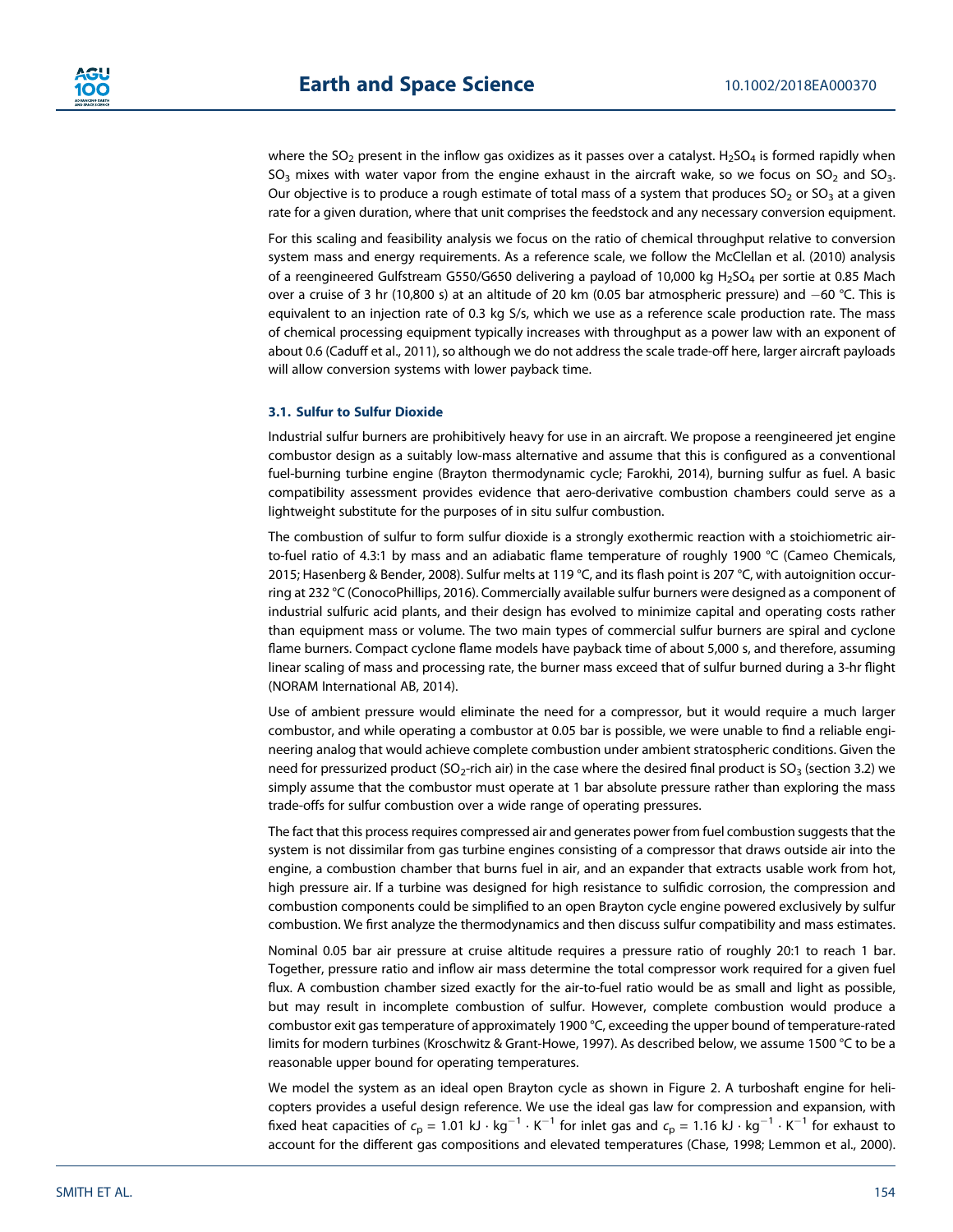where the $SO_2$ present in the inflow gas oxidizes as it passes over a catalyst. $H_2SO_4$ is formed rapidly when $SO_3$ mixes with water vapor from the engine exhaust in the aircraft wake, so we focus on $SO_2$ and $SO_3$. Our objective is to produce a rough estimate of total mass of a system that produces $SO_2$ or $SO_3$ at a given rate for a given duration, where that unit comprises the feedstock and any necessary conversion equipment.

For this scaling and feasibility analysis we focus on the ratio of chemical throughput relative to conversion system mass and energy requirements. As a reference scale, we follow the McClellan et al. (2010) analysis of a reengineered Gulfstream G550/G650 delivering a payload of 10,000 kg $H_2SO_4$ per sortie at 0.85 Mach over a cruise of 3 hr (10,800 s) at an altitude of 20 km (0.05 bar atmospheric pressure) and −60 °C. This is equivalent to an injection rate of 0.3 kg S/s, which we use as a reference scale production rate. The mass of chemical processing equipment typically increases with throughput as a power law with an exponent of about 0.6 (Caduff et al., 2011), so although we do not address the scale trade-off here, larger aircraft payloads will allow conversion systems with lower payback time.

### 3.1. Sulfur to Sulfur Dioxide

Industrial sulfur burners are prohibitively heavy for use in an aircraft. We propose a reengineered jet engine combustor design as a suitably low-mass alternative and assume that this is configured as a conventional fuel-burning turbine engine (Brayton thermodynamic cycle; Farokhi, 2014), burning sulfur as fuel. A basic compatibility assessment provides evidence that aero-derivative combustion chambers could serve as a lightweight substitute for the purposes of in situ sulfur combustion.

The combustion of sulfur to form sulfur dioxide is a strongly exothermic reaction with a stoichiometric air-to-fuel ratio of 4.3:1 by mass and an adiabatic flame temperature of roughly 1900 °C (Cameo Chemicals, 2015; Hasenberg & Bender, 2008). Sulfur melts at 119 °C, and its flash point is 207 °C, with autoignition occurring at 232 °C (ConocoPhillips, 2016). Commercially available sulfur burners were designed as a component of industrial sulfuric acid plants, and their design has evolved to minimize capital and operating costs rather than equipment mass or volume. The two main types of commercial sulfur burners are spiral and cyclone flame burners. Compact cyclone flame models have payback time of about 5,000 s, and therefore, assuming linear scaling of mass and processing rate, the burner mass exceed that of sulfur burned during a 3-hr flight (NORAM International AB, 2014).

Use of ambient pressure would eliminate the need for a compressor, but it would require a much larger combustor, and while operating a combustor at 0.05 bar is possible, we were unable to find a reliable engineering analog that would achieve complete combustion under ambient stratospheric conditions. Given the need for pressurized product ($SO_2$-rich air) in the case where the desired final product is $SO_3$ (section 3.2) we simply assume that the combustor must operate at 1 bar absolute pressure rather than exploring the mass trade-offs for sulfur combustion over a wide range of operating pressures.

The fact that this process requires compressed air and generates power from fuel combustion suggests that the system is not dissimilar from gas turbine engines consisting of a compressor that draws outside air into the engine, a combustion chamber that burns fuel in air, and an expander that extracts usable work from hot, high pressure air. If a turbine was designed for high resistance to sulfidic corrosion, the compression and combustion components could be simplified to an open Brayton cycle engine powered exclusively by sulfur combustion. We first analyze the thermodynamics and then discuss sulfur compatibility and mass estimates.

Nominal 0.05 bar air pressure at cruise altitude requires a pressure ratio of roughly 20:1 to reach 1 bar. Together, pressure ratio and inflow air mass determine the total compressor work required for a given fuel flux. A combustion chamber sized exactly for the air-to-fuel ratio would be as small and light as possible, but may result in incomplete combustion of sulfur. However, complete combustion would produce a combustor exit gas temperature of approximately 1900 °C, exceeding the upper bound of temperature-rated limits for modern turbines (Kroschwitz & Grant-Howe, 1997). As described below, we assume 1500 °C to be a reasonable upper bound for operating temperatures.

We model the system as an ideal open Brayton cycle as shown in Figure 2. A turboshaft engine for helicopters provides a useful design reference. We use the ideal gas law for compression and expansion, with fixed heat capacities of $c_p = 1.01\ \text{kJ} \cdot \text{kg}^{-1} \cdot \text{K}^{-1}$ for inlet gas and $c_p = 1.16\ \text{kJ} \cdot \text{kg}^{-1} \cdot \text{K}^{-1}$ for exhaust to account for the different gas compositions and elevated temperatures (Chase, 1998; Lemmon et al., 2000).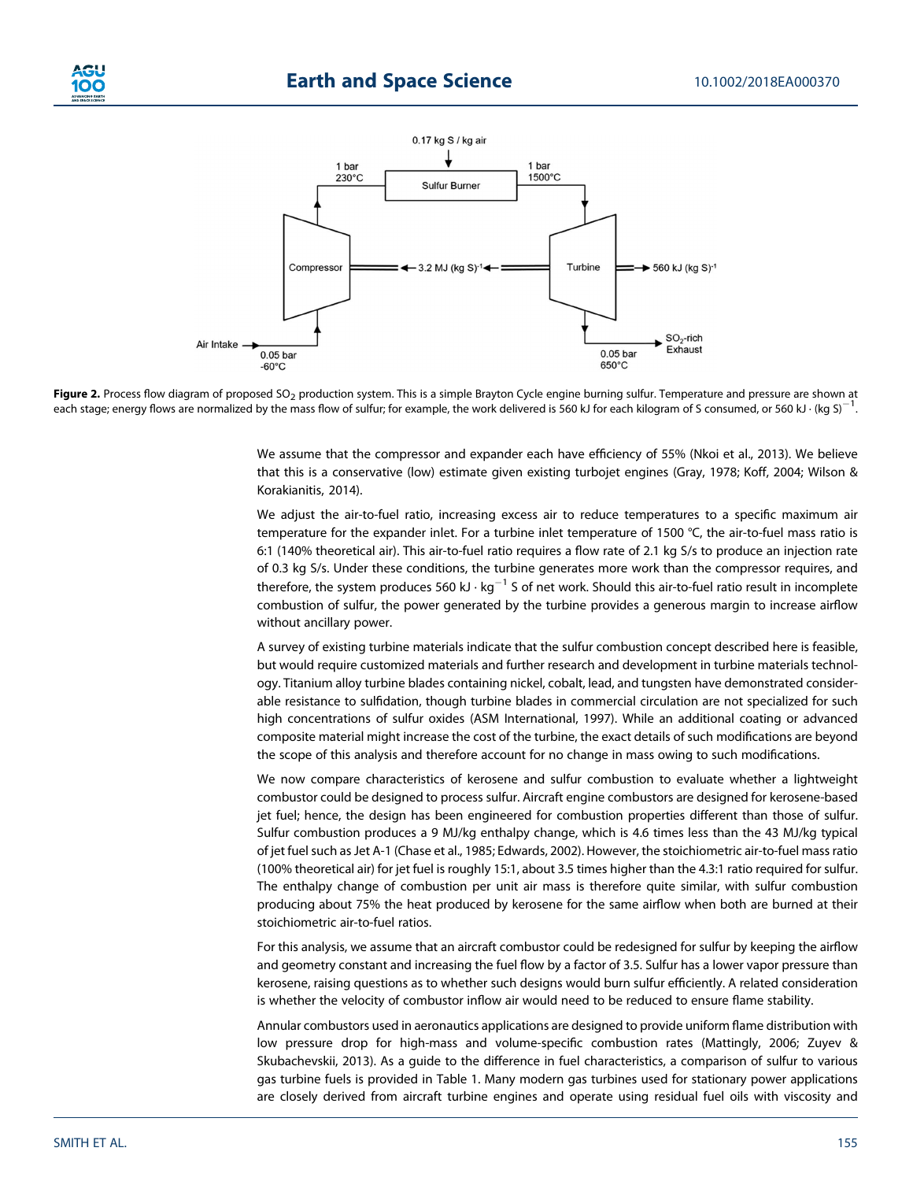**Figure 2.** Process flow diagram of proposed $SO_2$ production system. This is a simple Brayton Cycle engine burning sulfur. Temperature and pressure are shown at each stage; energy flows are normalized by the mass flow of sulfur; for example, the work delivered is 560 kJ for each kilogram of S consumed, or 560 kJ · (kg S)$^{-1}$.

We assume that the compressor and expander each have efficiency of 55% (Nkoi et al., 2013). We believe that this is a conservative (low) estimate given existing turbojet engines (Gray, 1978; Koff, 2004; Wilson & Korakianitis, 2014).

We adjust the air-to-fuel ratio, increasing excess air to reduce temperatures to a specific maximum air temperature for the expander inlet. For a turbine inlet temperature of 1500 °C, the air-to-fuel mass ratio is 6:1 (140% theoretical air). This air-to-fuel ratio requires a flow rate of 2.1 kg S/s to produce an injection rate of 0.3 kg S/s. Under these conditions, the turbine generates more work than the compressor requires, and therefore, the system produces 560 kJ · kg$^{-1}$ S of net work. Should this air-to-fuel ratio result in incomplete combustion of sulfur, the power generated by the turbine provides a generous margin to increase airflow without ancillary power.

A survey of existing turbine materials indicate that the sulfur combustion concept described here is feasible, but would require customized materials and further research and development in turbine materials technology. Titanium alloy turbine blades containing nickel, cobalt, lead, and tungsten have demonstrated considerable resistance to sulfidation, though turbine blades in commercial circulation are not specialized for such high concentrations of sulfur oxides (ASM International, 1997). While an additional coating or advanced composite material might increase the cost of the turbine, the exact details of such modifications are beyond the scope of this analysis and therefore account for no change in mass owing to such modifications.

We now compare characteristics of kerosene and sulfur combustion to evaluate whether a lightweight combustor could be designed to process sulfur. Aircraft engine combustors are designed for kerosene-based jet fuel; hence, the design has been engineered for combustion properties different than those of sulfur. Sulfur combustion produces a 9 MJ/kg enthalpy change, which is 4.6 times less than the 43 MJ/kg typical of jet fuel such as Jet A-1 (Chase et al., 1985; Edwards, 2002). However, the stoichiometric air-to-fuel mass ratio (100% theoretical air) for jet fuel is roughly 15:1, about 3.5 times higher than the 4.3:1 ratio required for sulfur. The enthalpy change of combustion per unit air mass is therefore quite similar, with sulfur combustion producing about 75% the heat produced by kerosene for the same airflow when both are burned at their stoichiometric air-to-fuel ratios.

For this analysis, we assume that an aircraft combustor could be redesigned for sulfur by keeping the airflow and geometry constant and increasing the fuel flow by a factor of 3.5. Sulfur has a lower vapor pressure than kerosene, raising questions as to whether such designs would burn sulfur efficiently. A related consideration is whether the velocity of combustor inflow air would need to be reduced to ensure flame stability.

Annular combustors used in aeronautics applications are designed to provide uniform flame distribution with low pressure drop for high-mass and volume-specific combustion rates (Mattingly, 2006; Zuyev & Skubachevskii, 2013). As a guide to the difference in fuel characteristics, a comparison of sulfur to various gas turbine fuels is provided in Table 1. Many modern gas turbines used for stationary power applications are closely derived from aircraft turbine engines and operate using residual fuel oils with viscosity and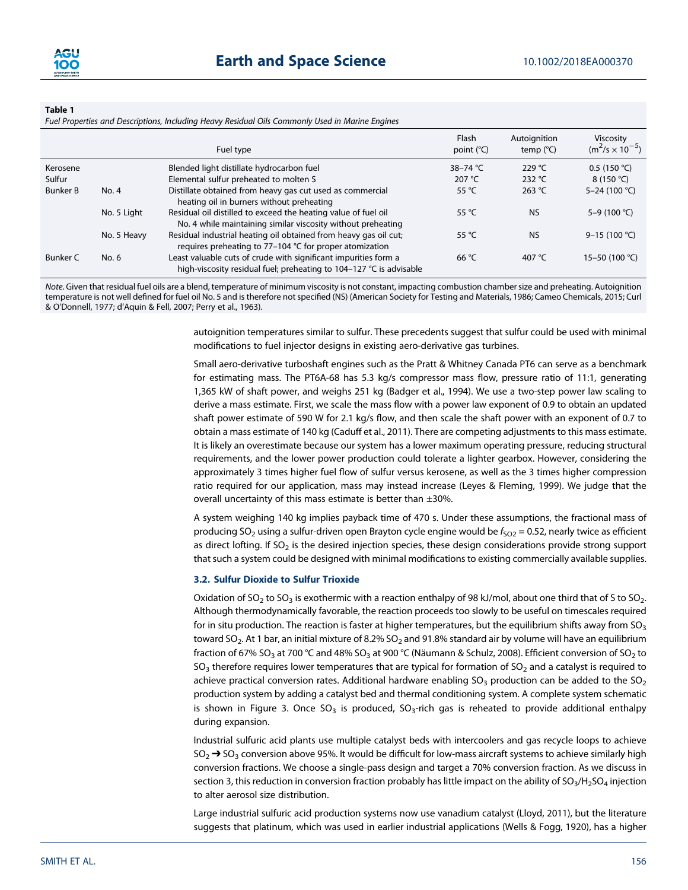**Table 1**
*Fuel Properties and Descriptions, Including Heavy Residual Oils Commonly Used in Marine Engines*

| | | Fuel type | Flash point (°C) | Autoignition temp (°C) | Viscosity ($m^2/s \times 10^{-5}$) |
|---|---|---|---|---|---|
| Kerosene | | Blended light distillate hydrocarbon fuel | 38–74 °C | 229 °C | 0.5 (150 °C) |
| Sulfur | | Elemental sulfur preheated to molten S | 207 °C | 232 °C | 8 (150 °C) |
| Bunker B | No. 4 | Distillate obtained from heavy gas cut used as commercial heating oil in burners without preheating | 55 °C | 263 °C | 5–24 (100 °C) |
| | No. 5 Light | Residual oil distilled to exceed the heating value of fuel oil No. 4 while maintaining similar viscosity without preheating | 55 °C | NS | 5–9 (100 °C) |
| | No. 5 Heavy | Residual industrial heating oil obtained from heavy gas oil cut; requires preheating to 77–104 °C for proper atomization | 55 °C | NS | 9–15 (100 °C) |
| Bunker C | No. 6 | Least valuable cuts of crude with significant impurities form a high-viscosity residual fuel; preheating to 104–127 °C is advisable | 66 °C | 407 °C | 15–50 (100 °C) |

*Note*. Given that residual fuel oils are a blend, temperature of minimum viscosity is not constant, impacting combustion chamber size and preheating. Autoignition temperature is not well defined for fuel oil No. 5 and is therefore not specified (NS) (American Society for Testing and Materials, 1986; Cameo Chemicals, 2015; Curl & O'Donnell, 1977; d'Aquin & Fell, 2007; Perry et al., 1963).

autoignition temperatures similar to sulfur. These precedents suggest that sulfur could be used with minimal modifications to fuel injector designs in existing aero-derivative gas turbines.

Small aero-derivative turboshaft engines such as the Pratt & Whitney Canada PT6 can serve as a benchmark for estimating mass. The PT6A-68 has 5.3 kg/s compressor mass flow, pressure ratio of 11:1, generating 1,365 kW of shaft power, and weighs 251 kg (Badger et al., 1994). We use a two-step power law scaling to derive a mass estimate. First, we scale the mass flow with a power law exponent of 0.9 to obtain an updated shaft power estimate of 590 W for 2.1 kg/s flow, and then scale the shaft power with an exponent of 0.7 to obtain a mass estimate of 140 kg (Caduff et al., 2011). There are competing adjustments to this mass estimate. It is likely an overestimate because our system has a lower maximum operating pressure, reducing structural requirements, and the lower power production could tolerate a lighter gearbox. However, considering the approximately 3 times higher fuel flow of sulfur versus kerosene, as well as the 3 times higher compression ratio required for our application, mass may instead increase (Leyes & Fleming, 1999). We judge that the overall uncertainty of this mass estimate is better than ±30%.

A system weighing 140 kg implies payback time of 470 s. Under these assumptions, the fractional mass of producing $SO_2$ using a sulfur-driven open Brayton cycle engine would be $f_{SO2} = 0.52$, nearly twice as efficient as direct lofting. If $SO_2$ is the desired injection species, these design considerations provide strong support that such a system could be designed with minimal modifications to existing commercially available supplies.

### 3.2. Sulfur Dioxide to Sulfur Trioxide

Oxidation of $SO_2$ to $SO_3$ is exothermic with a reaction enthalpy of 98 kJ/mol, about one third that of S to $SO_2$. Although thermodynamically favorable, the reaction proceeds too slowly to be useful on timescales required for in situ production. The reaction is faster at higher temperatures, but the equilibrium shifts away from $SO_3$ toward $SO_2$. At 1 bar, an initial mixture of 8.2% $SO_2$ and 91.8% standard air by volume will have an equilibrium fraction of 67% $SO_3$ at 700 °C and 48% $SO_3$ at 900 °C (Näumann & Schulz, 2008). Efficient conversion of $SO_2$ to $SO_3$ therefore requires lower temperatures that are typical for formation of $SO_2$ and a catalyst is required to achieve practical conversion rates. Additional hardware enabling $SO_3$ production can be added to the $SO_2$ production system by adding a catalyst bed and thermal conditioning system. A complete system schematic is shown in Figure 3. Once $SO_3$ is produced, $SO_3$-rich gas is reheated to provide additional enthalpy during expansion.

Industrial sulfuric acid plants use multiple catalyst beds with intercoolers and gas recycle loops to achieve $SO_2 \rightarrow SO_3$ conversion above 95%. It would be difficult for low-mass aircraft systems to achieve similarly high conversion fractions. We choose a single-pass design and target a 70% conversion fraction. As we discuss in section 3, this reduction in conversion fraction probably has little impact on the ability of $SO_3$/$H_2SO_4$ injection to alter aerosol size distribution.

Large industrial sulfuric acid production systems now use vanadium catalyst (Lloyd, 2011), but the literature suggests that platinum, which was used in earlier industrial applications (Wells & Fogg, 1920), has a higher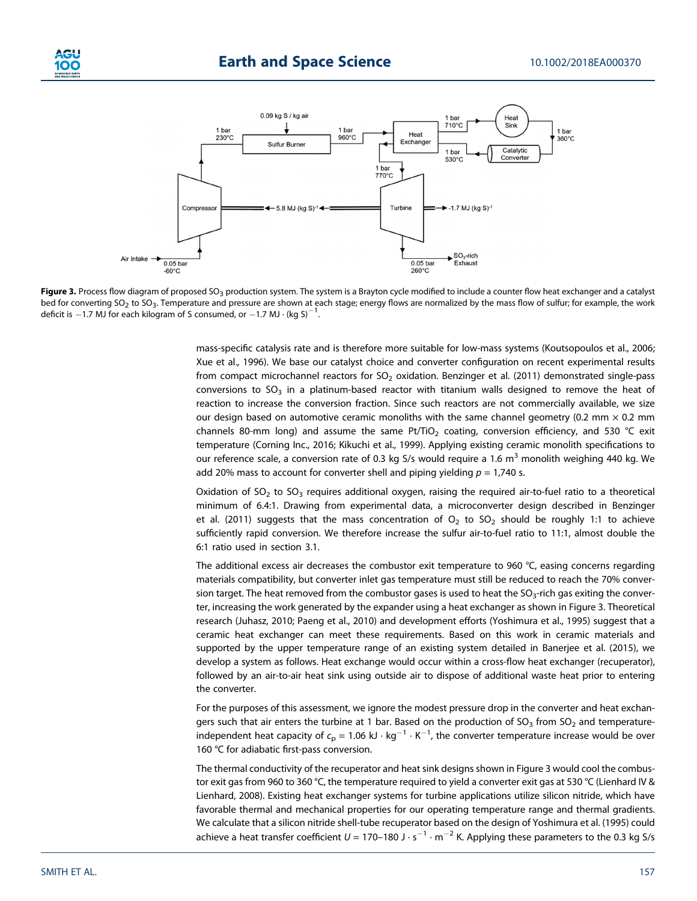**Figure 3.** Process flow diagram of proposed $SO_3$ production system. The system is a Brayton cycle modified to include a counter flow heat exchanger and a catalyst bed for converting $SO_2$ to $SO_3$. Temperature and pressure are shown at each stage; energy flows are normalized by the mass flow of sulfur; for example, the work deficit is −1.7 MJ for each kilogram of S consumed, or $-1.7\ \text{MJ} \cdot (\text{kg S})^{-1}$.

mass-specific catalysis rate and is therefore more suitable for low-mass systems (Koutsopoulos et al., 2006; Xue et al., 1996). We base our catalyst choice and converter configuration on recent experimental results from compact microchannel reactors for $SO_2$ oxidation. Benzinger et al. (2011) demonstrated single-pass conversions to $SO_3$ in a platinum-based reactor with titanium walls designed to remove the heat of reaction to increase the conversion fraction. Since such reactors are not commercially available, we size our design based on automotive ceramic monoliths with the same channel geometry (0.2 mm × 0.2 mm channels 80-mm long) and assume the same $Pt/TiO_2$ coating, conversion efficiency, and 530 °C exit temperature (Corning Inc., 2016; Kikuchi et al., 1999). Applying existing ceramic monolith specifications to our reference scale, a conversion rate of 0.3 kg S/s would require a 1.6 $m^3$ monolith weighing 440 kg. We add 20% mass to account for converter shell and piping yielding $p$ = 1,740 s.

Oxidation of $SO_2$ to $SO_3$ requires additional oxygen, raising the required air-to-fuel ratio to a theoretical minimum of 6.4:1. Drawing from experimental data, a microconverter design described in Benzinger et al. (2011) suggests that the mass concentration of $O_2$ to $SO_2$ should be roughly 1:1 to achieve sufficiently rapid conversion. We therefore increase the sulfur air-to-fuel ratio to 11:1, almost double the 6:1 ratio used in section 3.1.

The additional excess air decreases the combustor exit temperature to 960 °C, easing concerns regarding materials compatibility, but converter inlet gas temperature must still be reduced to reach the 70% conversion target. The heat removed from the combustor gases is used to heat the $SO_3$-rich gas exiting the converter, increasing the work generated by the expander using a heat exchanger as shown in Figure 3. Theoretical research (Juhasz, 2010; Paeng et al., 2010) and development efforts (Yoshimura et al., 1995) suggest that a ceramic heat exchanger can meet these requirements. Based on this work in ceramic materials and supported by the upper temperature range of an existing system detailed in Banerjee et al. (2015), we develop a system as follows. Heat exchange would occur within a cross-flow heat exchanger (recuperator), followed by an air-to-air heat sink using outside air to dispose of additional waste heat prior to entering the converter.

For the purposes of this assessment, we ignore the modest pressure drop in the converter and heat exchangers such that air enters the turbine at 1 bar. Based on the production of $SO_3$ from $SO_2$ and temperature-independent heat capacity of $c_p = 1.06\ \text{kJ} \cdot \text{kg}^{-1} \cdot \text{K}^{-1}$, the converter temperature increase would be over 160 °C for adiabatic first-pass conversion.

The thermal conductivity of the recuperator and heat sink designs shown in Figure 3 would cool the combustor exit gas from 960 to 360 °C, the temperature required to yield a converter exit gas at 530 °C (Lienhard IV & Lienhard, 2008). Existing heat exchanger systems for turbine applications utilize silicon nitride, which have favorable thermal and mechanical properties for our operating temperature range and thermal gradients. We calculate that a silicon nitride shell-tube recuperator based on the design of Yoshimura et al. (1995) could achieve a heat transfer coefficient $U = 170\text{–}180\ \text{J} \cdot \text{s}^{-1} \cdot \text{m}^{-2}\ \text{K}$. Applying these parameters to the 0.3 kg S/s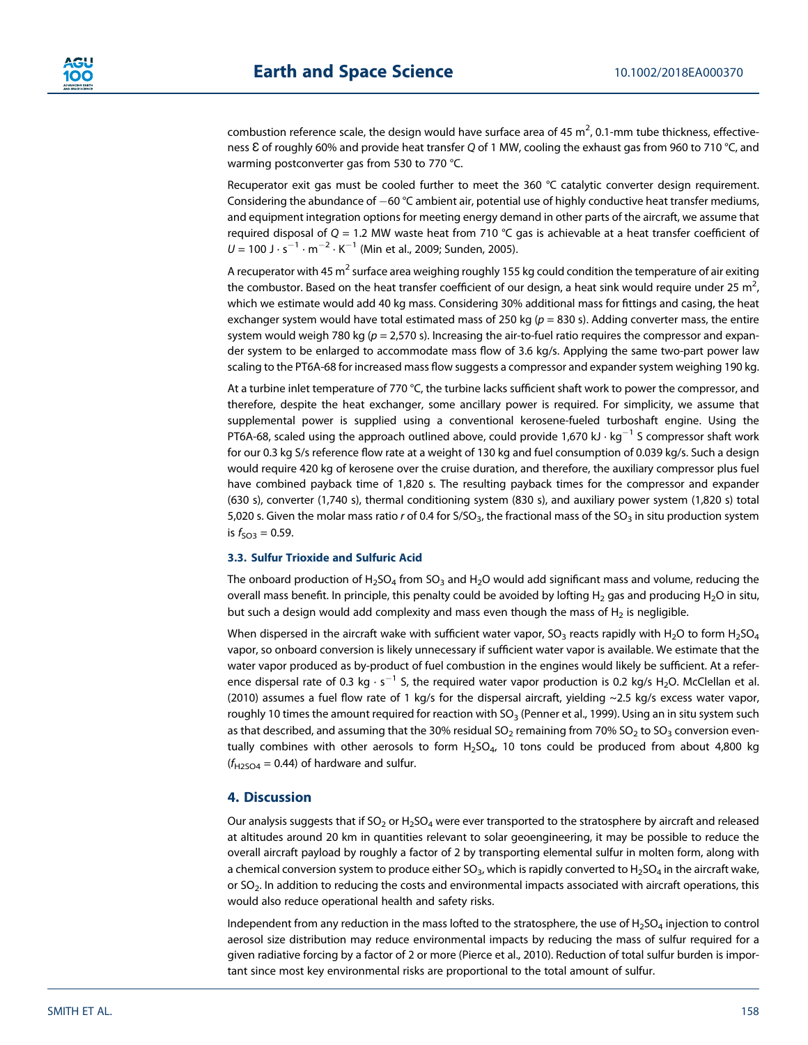combustion reference scale, the design would have surface area of 45 $m^2$, 0.1-mm tube thickness, effectiveness $\mathcal{E}$ of roughly 60% and provide heat transfer $Q$ of 1 MW, cooling the exhaust gas from 960 to 710 °C, and warming postconverter gas from 530 to 770 °C.

Recuperator exit gas must be cooled further to meet the 360 °C catalytic converter design requirement. Considering the abundance of −60 °C ambient air, potential use of highly conductive heat transfer mediums, and equipment integration options for meeting energy demand in other parts of the aircraft, we assume that required disposal of $Q$ = 1.2 MW waste heat from 710 °C gas is achievable at a heat transfer coefficient of $U = 100\ J \cdot s^{-1} \cdot m^{-2} \cdot K^{-1}$ (Min et al., 2009; Sunden, 2005).

A recuperator with 45 $m^2$ surface area weighing roughly 155 kg could condition the temperature of air exiting the combustor. Based on the heat transfer coefficient of our design, a heat sink would require under 25 $m^2$, which we estimate would add 40 kg mass. Considering 30% additional mass for fittings and casing, the heat exchanger system would have total estimated mass of 250 kg ($p$ = 830 s). Adding converter mass, the entire system would weigh 780 kg ($p$ = 2,570 s). Increasing the air-to-fuel ratio requires the compressor and expander system to be enlarged to accommodate mass flow of 3.6 kg/s. Applying the same two-part power law scaling to the PT6A-68 for increased mass flow suggests a compressor and expander system weighing 190 kg.

At a turbine inlet temperature of 770 °C, the turbine lacks sufficient shaft work to power the compressor, and therefore, despite the heat exchanger, some ancillary power is required. For simplicity, we assume that supplemental power is supplied using a conventional kerosene-fueled turboshaft engine. Using the PT6A-68, scaled using the approach outlined above, could provide 1,670 $kJ \cdot kg^{-1}$ S compressor shaft work for our 0.3 kg S/s reference flow rate at a weight of 130 kg and fuel consumption of 0.039 kg/s. Such a design would require 420 kg of kerosene over the cruise duration, and therefore, the auxiliary compressor plus fuel have combined payback time of 1,820 s. The resulting payback times for the compressor and expander (630 s), converter (1,740 s), thermal conditioning system (830 s), and auxiliary power system (1,820 s) total 5,020 s. Given the molar mass ratio $r$ of 0.4 for S/$SO_3$, the fractional mass of the $SO_3$ in situ production system is $f_{SO3} = 0.59$.

### 3.3. Sulfur Trioxide and Sulfuric Acid

The onboard production of $H_2SO_4$ from $SO_3$ and $H_2O$ would add significant mass and volume, reducing the overall mass benefit. In principle, this penalty could be avoided by lofting $H_2$ gas and producing $H_2O$ in situ, but such a design would add complexity and mass even though the mass of $H_2$ is negligible.

When dispersed in the aircraft wake with sufficient water vapor, $SO_3$ reacts rapidly with $H_2O$ to form $H_2SO_4$ vapor, so onboard conversion is likely unnecessary if sufficient water vapor is available. We estimate that the water vapor produced as by-product of fuel combustion in the engines would likely be sufficient. At a reference dispersal rate of 0.3 $kg \cdot s^{-1}$ S, the required water vapor production is 0.2 kg/s $H_2O$. McClellan et al. (2010) assumes a fuel flow rate of 1 kg/s for the dispersal aircraft, yielding ~2.5 kg/s excess water vapor, roughly 10 times the amount required for reaction with $SO_3$ (Penner et al., 1999). Using an in situ system such as that described, and assuming that the 30% residual $SO_2$ remaining from 70% $SO_2$ to $SO_3$ conversion eventually combines with other aerosols to form $H_2SO_4$, 10 tons could be produced from about 4,800 kg ($f_{H2SO4} = 0.44$) of hardware and sulfur.

## 4. Discussion

Our analysis suggests that if $SO_2$ or $H_2SO_4$ were ever transported to the stratosphere by aircraft and released at altitudes around 20 km in quantities relevant to solar geoengineering, it may be possible to reduce the overall aircraft payload by roughly a factor of 2 by transporting elemental sulfur in molten form, along with a chemical conversion system to produce either $SO_3$, which is rapidly converted to $H_2SO_4$ in the aircraft wake, or $SO_2$. In addition to reducing the costs and environmental impacts associated with aircraft operations, this would also reduce operational health and safety risks.

Independent from any reduction in the mass lofted to the stratosphere, the use of $H_2SO_4$ injection to control aerosol size distribution may reduce environmental impacts by reducing the mass of sulfur required for a given radiative forcing by a factor of 2 or more (Pierce et al., 2010). Reduction of total sulfur burden is important since most key environmental risks are proportional to the total amount of sulfur.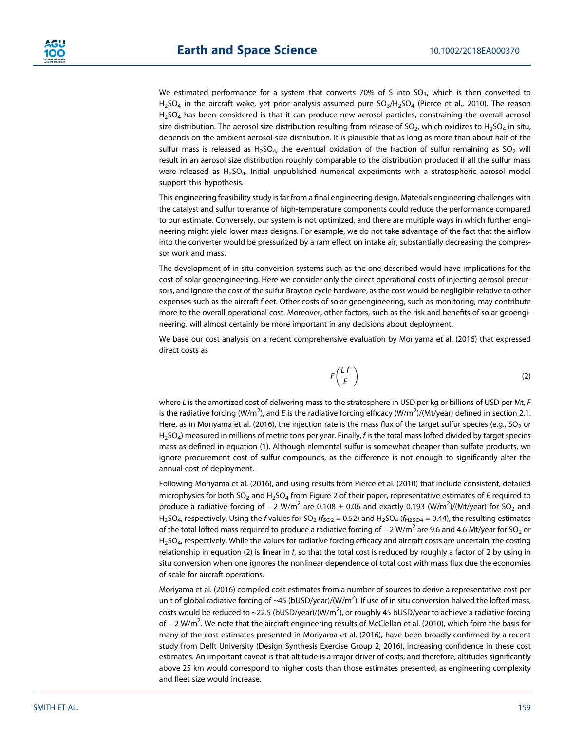We estimated performance for a system that converts 70% of S into $SO_3$, which is then converted to $H_2SO_4$ in the aircraft wake, yet prior analysis assumed pure $SO_3/H_2SO_4$ (Pierce et al., 2010). The reason $H_2SO_4$ has been considered is that it can produce new aerosol particles, constraining the overall aerosol size distribution. The aerosol size distribution resulting from release of $SO_2$, which oxidizes to $H_2SO_4$ in situ, depends on the ambient aerosol size distribution. It is plausible that as long as more than about half of the sulfur mass is released as $H_2SO_4$, the eventual oxidation of the fraction of sulfur remaining as $SO_2$ will result in an aerosol size distribution roughly comparable to the distribution produced if all the sulfur mass were released as $H_2SO_4$. Initial unpublished numerical experiments with a stratospheric aerosol model support this hypothesis.

This engineering feasibility study is far from a final engineering design. Materials engineering challenges with the catalyst and sulfur tolerance of high-temperature components could reduce the performance compared to our estimate. Conversely, our system is not optimized, and there are multiple ways in which further engineering might yield lower mass designs. For example, we do not take advantage of the fact that the airflow into the converter would be pressurized by a ram effect on intake air, substantially decreasing the compressor work and mass.

The development of in situ conversion systems such as the one described would have implications for the cost of solar geoengineering. Here we consider only the direct operational costs of injecting aerosol precursors, and ignore the cost of the sulfur Brayton cycle hardware, as the cost would be negligible relative to other expenses such as the aircraft fleet. Other costs of solar geoengineering, such as monitoring, may contribute more to the overall operational cost. Moreover, other factors, such as the risk and benefits of solar geoengineering, will almost certainly be more important in any decisions about deployment.

We base our cost analysis on a recent comprehensive evaluation by Moriyama et al. (2016) that expressed direct costs as

$$F\left(\frac{L\,f}{E}\right) \tag{2}$$

where $L$ is the amortized cost of delivering mass to the stratosphere in USD per kg or billions of USD per Mt, $F$ is the radiative forcing (W/m$^2$), and $E$ is the radiative forcing efficacy (W/m$^2$)/(Mt/year) defined in section 2.1. Here, as in Moriyama et al. (2016), the injection rate is the mass flux of the target sulfur species (e.g., $SO_2$ or $H_2SO_4$) measured in millions of metric tons per year. Finally, $f$ is the total mass lofted divided by target species mass as defined in equation (1). Although elemental sulfur is somewhat cheaper than sulfate products, we ignore procurement cost of sulfur compounds, as the difference is not enough to significantly alter the annual cost of deployment.

Following Moriyama et al. (2016), and using results from Pierce et al. (2010) that include consistent, detailed microphysics for both $SO_2$ and $H_2SO_4$ from Figure 2 of their paper, representative estimates of $E$ required to produce a radiative forcing of $-2$ W/m$^2$ are 0.108 ± 0.06 and exactly 0.193 (W/m$^2$)/(Mt/year) for $SO_2$ and $H_2SO_4$, respectively. Using the $f$ values for $SO_2$ ($f_{SO2} = 0.52$) and $H_2SO_4$ ($f_{H2SO4} = 0.44$), the resulting estimates of the total lofted mass required to produce a radiative forcing of $-2$ W/m$^2$ are 9.6 and 4.6 Mt/year for $SO_2$ or $H_2SO_4$, respectively. While the values for radiative forcing efficacy and aircraft costs are uncertain, the costing relationship in equation (2) is linear in $f$, so that the total cost is reduced by roughly a factor of 2 by using in situ conversion when one ignores the nonlinear dependence of total cost with mass flux due the economies of scale for aircraft operations.

Moriyama et al. (2016) compiled cost estimates from a number of sources to derive a representative cost per unit of global radiative forcing of ~45 (bUSD/year)/(W/m$^2$). If use of in situ conversion halved the lofted mass, costs would be reduced to ~22.5 (bUSD/year)/(W/m$^2$), or roughly 45 bUSD/year to achieve a radiative forcing of $-2$ W/m$^2$. We note that the aircraft engineering results of McClellan et al. (2010), which form the basis for many of the cost estimates presented in Moriyama et al. (2016), have been broadly confirmed by a recent study from Delft University (Design Synthesis Exercise Group 2, 2016), increasing confidence in these cost estimates. An important caveat is that altitude is a major driver of costs, and therefore, altitudes significantly above 25 km would correspond to higher costs than those estimates presented, as engineering complexity and fleet size would increase.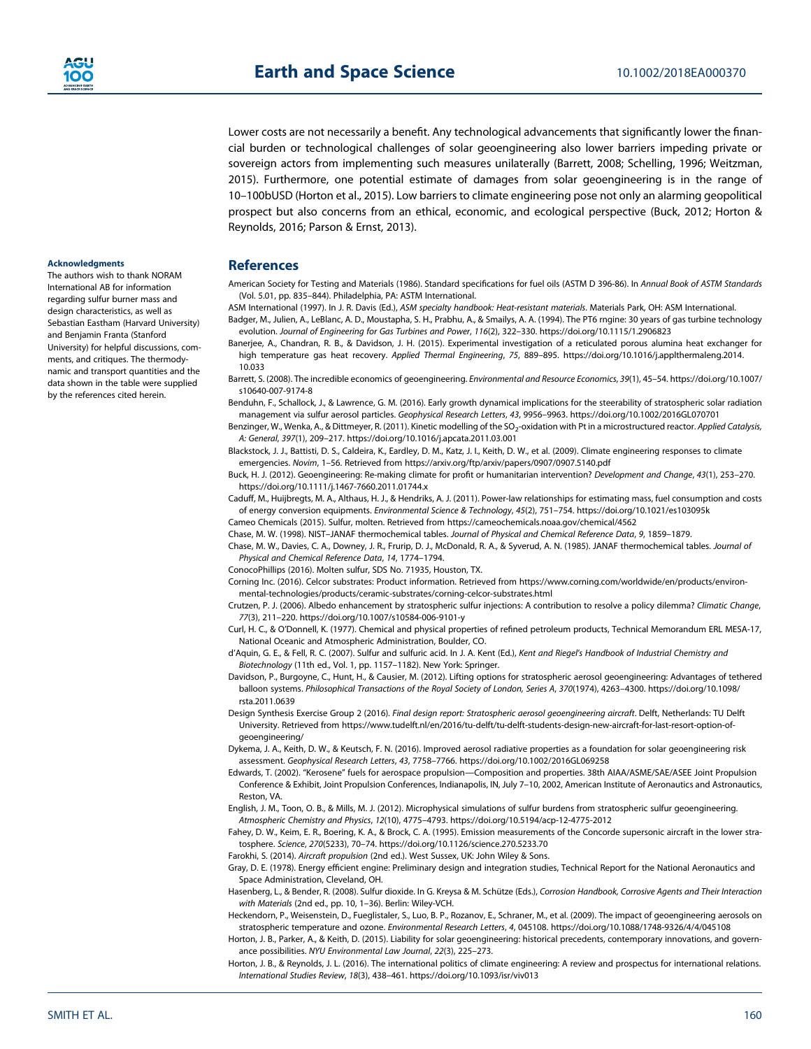Lower costs are not necessarily a benefit. Any technological advancements that significantly lower the financial burden or technological challenges of solar geoengineering also lower barriers impeding private or sovereign actors from implementing such measures unilaterally (Barrett, 2008; Schelling, 1996; Weitzman, 2015). Furthermore, one potential estimate of damages from solar geoengineering is in the range of 10–100bUSD (Horton et al., 2015). Low barriers to climate engineering pose not only an alarming geopolitical prospect but also concerns from an ethical, economic, and ecological perspective (Buck, 2012; Horton & Reynolds, 2016; Parson & Ernst, 2013).

#### Acknowledgments

The authors wish to thank NORAM International AB for information regarding sulfur burner mass and design characteristics, as well as Sebastian Eastham (Harvard University) and Benjamin Franta (Stanford University) for helpful discussions, comments, and critiques. The thermodynamic and transport quantities and the data shown in the table were supplied by the references cited herein.

## References

American Society for Testing and Materials (1986). Standard specifications for fuel oils (ASTM D 396-86). In *Annual Book of ASTM Standards* (Vol. 5.01, pp. 835–844). Philadelphia, PA: ASTM International.

ASM International (1997). In J. R. Davis (Ed.), *ASM specialty handbook: Heat-resistant materials*. Materials Park, OH: ASM International.

Badger, M., Julien, A., LeBlanc, A. D., Moustapha, S. H., Prabhu, A., & Smailys, A. A. (1994). The PT6 rngine: 30 years of gas turbine technology evolution. *Journal of Engineering for Gas Turbines and Power*, *116*(2), 322–330. https://doi.org/10.1115/1.2906823

Banerjee, A., Chandran, R. B., & Davidson, J. H. (2015). Experimental investigation of a reticulated porous alumina heat exchanger for high temperature gas heat recovery. *Applied Thermal Engineering*, *75*, 889–895. https://doi.org/10.1016/j.applthermaleng.2014.10.033

Barrett, S. (2008). The incredible economics of geoengineering. *Environmental and Resource Economics*, *39*(1), 45–54. https://doi.org/10.1007/s10640-007-9174-8

Benduhn, F., Schallock, J., & Lawrence, G. M. (2016). Early growth dynamical implications for the steerability of stratospheric solar radiation management via sulfur aerosol particles. *Geophysical Research Letters*, *43*, 9956–9963. https://doi.org/10.1002/2016GL070701

Benzinger, W., Wenka, A., & Dittmeyer, R. (2011). Kinetic modelling of the $SO_2$-oxidation with Pt in a microstructured reactor. *Applied Catalysis, A: General*, *397*(1), 209–217. https://doi.org/10.1016/j.apcata.2011.03.001

Blackstock, J. J., Battisti, D. S., Caldeira, K., Eardley, D. M., Katz, J. I., Keith, D. W., et al. (2009). Climate engineering responses to climate emergencies. *Novim*, 1–56. Retrieved from https://arxiv.org/ftp/arxiv/papers/0907/0907.5140.pdf

Buck, H. J. (2012). Geoengineering: Re-making climate for profit or humanitarian intervention? *Development and Change*, *43*(1), 253–270. https://doi.org/10.1111/j.1467-7660.2011.01744.x

Caduff, M., Huijbregts, M. A., Althaus, H. J., & Hendriks, A. J. (2011). Power-law relationships for estimating mass, fuel consumption and costs of energy conversion equipments. *Environmental Science & Technology*, *45*(2), 751–754. https://doi.org/10.1021/es103095k

Cameo Chemicals (2015). Sulfur, molten. Retrieved from https://cameochemicals.noaa.gov/chemical/4562

Chase, M. W. (1998). NIST–JANAF thermochemical tables. *Journal of Physical and Chemical Reference Data*, *9*, 1859–1879.

Chase, M. W., Davies, C. A., Downey, J. R., Frurip, D. J., McDonald, R. A., & Syverud, A. N. (1985). JANAF thermochemical tables. *Journal of Physical and Chemical Reference Data*, *14*, 1774–1794.

ConocoPhillips (2016). Molten sulfur, SDS No. 71935, Houston, TX.

Corning Inc. (2016). Celcor substrates: Product information. Retrieved from https://www.corning.com/worldwide/en/products/environmental-technologies/products/ceramic-substrates/corning-celcor-substrates.html

Crutzen, P. J. (2006). Albedo enhancement by stratospheric sulfur injections: A contribution to resolve a policy dilemma? *Climatic Change*, *77*(3), 211–220. https://doi.org/10.1007/s10584-006-9101-y

Curl, H. C., & O'Donnell, K. (1977). Chemical and physical properties of refined petroleum products, Technical Memorandum ERL MESA-17, National Oceanic and Atmospheric Administration, Boulder, CO.

d'Aquin, G. E., & Fell, R. C. (2007). Sulfur and sulfuric acid. In J. A. Kent (Ed.), *Kent and Riegel's Handbook of Industrial Chemistry and Biotechnology* (11th ed., Vol. 1, pp. 1157–1182). New York: Springer.

Davidson, P., Burgoyne, C., Hunt, H., & Causier, M. (2012). Lifting options for stratospheric aerosol geoengineering: Advantages of tethered balloon systems. *Philosophical Transactions of the Royal Society of London, Series A*, *370*(1974), 4263–4300. https://doi.org/10.1098/rsta.2011.0639

Design Synthesis Exercise Group 2 (2016). *Final design report: Stratospheric aerosol geoengineering aircraft*. Delft, Netherlands: TU Delft University. Retrieved from https://www.tudelft.nl/en/2016/tu-delft/tu-delft-students-design-new-aircraft-for-last-resort-option-of-geoengineering/

Dykema, J. A., Keith, D. W., & Keutsch, F. N. (2016). Improved aerosol radiative properties as a foundation for solar geoengineering risk assessment. *Geophysical Research Letters*, *43*, 7758–7766. https://doi.org/10.1002/2016GL069258

Edwards, T. (2002). "Kerosene" fuels for aerospace propulsion—Composition and properties. 38th AIAA/ASME/SAE/ASEE Joint Propulsion Conference & Exhibit, Joint Propulsion Conferences, Indianapolis, IN, July 7–10, 2002, American Institute of Aeronautics and Astronautics, Reston, VA.

English, J. M., Toon, O. B., & Mills, M. J. (2012). Microphysical simulations of sulfur burdens from stratospheric sulfur geoengineering. *Atmospheric Chemistry and Physics*, *12*(10), 4775–4793. https://doi.org/10.5194/acp-12-4775-2012

Fahey, D. W., Keim, E. R., Boering, K. A., & Brock, C. A. (1995). Emission measurements of the Concorde supersonic aircraft in the lower stratosphere. *Science*, *270*(5233), 70–74. https://doi.org/10.1126/science.270.5233.70

Farokhi, S. (2014). *Aircraft propulsion* (2nd ed.). West Sussex, UK: John Wiley & Sons.

Gray, D. E. (1978). Energy efficient engine: Preliminary design and integration studies, Technical Report for the National Aeronautics and Space Administration, Cleveland, OH.

Hasenberg, L., & Bender, R. (2008). Sulfur dioxide. In G. Kreysa & M. Schütze (Eds.), *Corrosion Handbook, Corrosive Agents and Their Interaction with Materials* (2nd ed., pp. 10, 1–36). Berlin: Wiley-VCH.

Heckendorn, P., Weisenstein, D., Fueglistaler, S., Luo, B. P., Rozanov, E., Schraner, M., et al. (2009). The impact of geoengineering aerosols on stratospheric temperature and ozone. *Environmental Research Letters*, *4*, 045108. https://doi.org/10.1088/1748-9326/4/4/045108

Horton, J. B., Parker, A., & Keith, D. (2015). Liability for solar geoengineering: historical precedents, contemporary innovations, and governance possibilities. *NYU Environmental Law Journal*, *22*(3), 225–273.

Horton, J. B., & Reynolds, J. L. (2016). The international politics of climate engineering: A review and prospectus for international relations. *International Studies Review*, *18*(3), 438–461. https://doi.org/10.1093/isr/viv013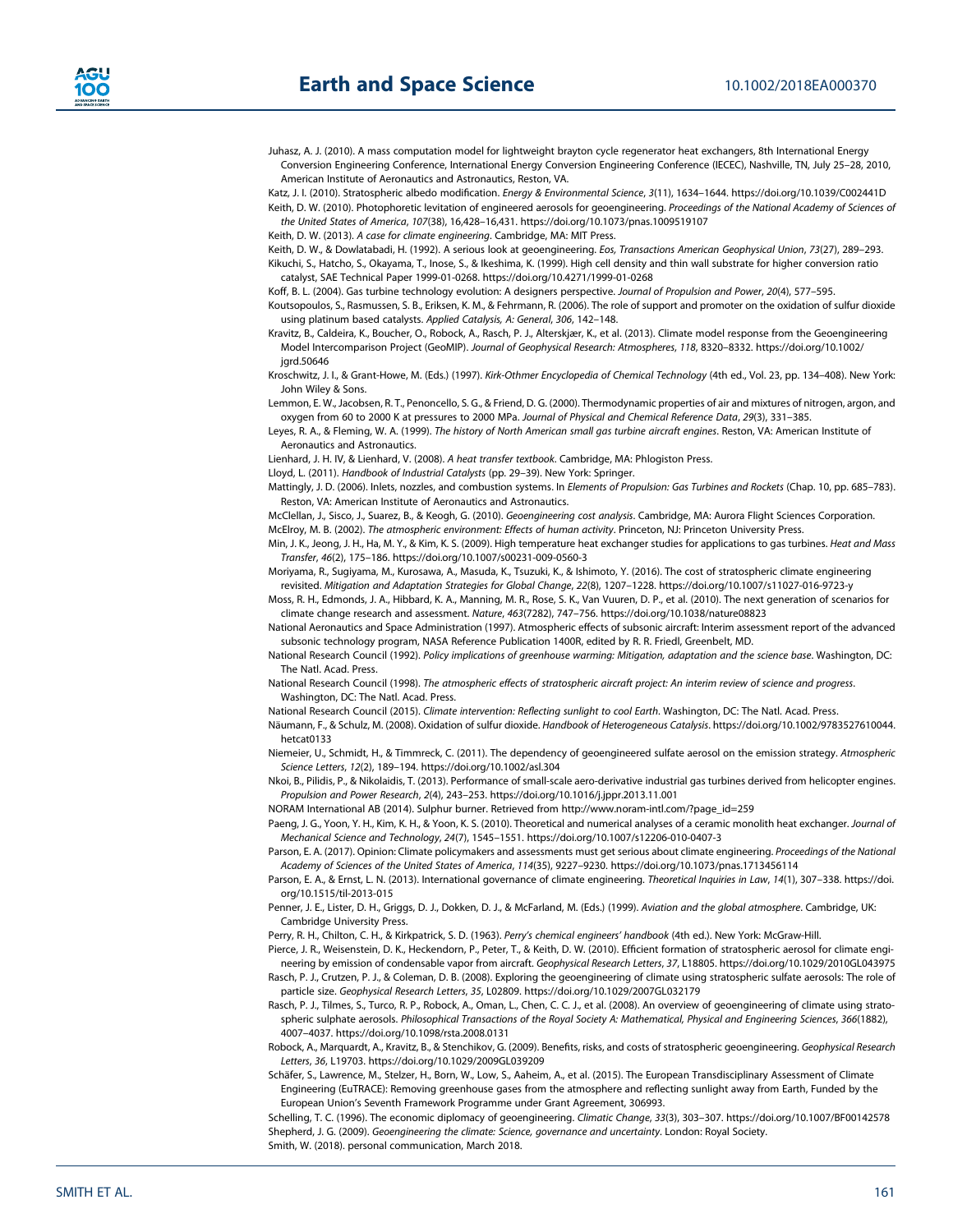Juhasz, A. J. (2010). A mass computation model for lightweight brayton cycle regenerator heat exchangers, 8th International Energy Conversion Engineering Conference, International Energy Conversion Engineering Conference (IECEC), Nashville, TN, July 25–28, 2010, American Institute of Aeronautics and Astronautics, Reston, VA.

Katz, J. I. (2010). Stratospheric albedo modification. *Energy & Environmental Science*, *3*(11), 1634–1644. https://doi.org/10.1039/C002441D

Keith, D. W. (2010). Photophoretic levitation of engineered aerosols for geoengineering. *Proceedings of the National Academy of Sciences of the United States of America*, *107*(38), 16,428–16,431. https://doi.org/10.1073/pnas.1009519107

Keith, D. W. (2013). *A case for climate engineering*. Cambridge, MA: MIT Press.

Keith, D. W., & Dowlatabadi, H. (1992). A serious look at geoengineering. *Eos, Transactions American Geophysical Union*, *73*(27), 289–293.

Kikuchi, S., Hatcho, S., Okayama, T., Inose, S., & Ikeshima, K. (1999). High cell density and thin wall substrate for higher conversion ratio catalyst, SAE Technical Paper 1999-01-0268. https://doi.org/10.4271/1999-01-0268

Koff, B. L. (2004). Gas turbine technology evolution: A designers perspective. *Journal of Propulsion and Power*, *20*(4), 577–595.

Koutsopoulos, S., Rasmussen, S. B., Eriksen, K. M., & Fehrmann, R. (2006). The role of support and promoter on the oxidation of sulfur dioxide using platinum based catalysts. *Applied Catalysis, A: General*, *306*, 142–148.

Kravitz, B., Caldeira, K., Boucher, O., Robock, A., Rasch, P. J., Alterskjær, K., et al. (2013). Climate model response from the Geoengineering Model Intercomparison Project (GeoMIP). *Journal of Geophysical Research: Atmospheres*, *118*, 8320–8332. https://doi.org/10.1002/jgrd.50646

Kroschwitz, J. I., & Grant-Howe, M. (Eds.) (1997). *Kirk-Othmer Encyclopedia of Chemical Technology* (4th ed., Vol. 23, pp. 134–408). New York: John Wiley & Sons.

Lemmon, E. W., Jacobsen, R. T., Penoncello, S. G., & Friend, D. G. (2000). Thermodynamic properties of air and mixtures of nitrogen, argon, and oxygen from 60 to 2000 K at pressures to 2000 MPa. *Journal of Physical and Chemical Reference Data*, *29*(3), 331–385.

Leyes, R. A., & Fleming, W. A. (1999). *The history of North American small gas turbine aircraft engines*. Reston, VA: American Institute of Aeronautics and Astronautics.

Lienhard, J. H. IV, & Lienhard, V. (2008). *A heat transfer textbook*. Cambridge, MA: Phlogiston Press.

Lloyd, L. (2011). *Handbook of Industrial Catalysts* (pp. 29–39). New York: Springer.

Mattingly, J. D. (2006). Inlets, nozzles, and combustion systems. In *Elements of Propulsion: Gas Turbines and Rockets* (Chap. 10, pp. 685–783). Reston, VA: American Institute of Aeronautics and Astronautics.

McClellan, J., Sisco, J., Suarez, B., & Keogh, G. (2010). *Geoengineering cost analysis*. Cambridge, MA: Aurora Flight Sciences Corporation.

McElroy, M. B. (2002). *The atmospheric environment: Effects of human activity*. Princeton, NJ: Princeton University Press.

Min, J. K., Jeong, J. H., Ha, M. Y., & Kim, K. S. (2009). High temperature heat exchanger studies for applications to gas turbines. *Heat and Mass Transfer*, *46*(2), 175–186. https://doi.org/10.1007/s00231-009-0560-3

Moriyama, R., Sugiyama, M., Kurosawa, A., Masuda, K., Tsuzuki, K., & Ishimoto, Y. (2016). The cost of stratospheric climate engineering revisited. *Mitigation and Adaptation Strategies for Global Change*, *22*(8), 1207–1228. https://doi.org/10.1007/s11027-016-9723-y

Moss, R. H., Edmonds, J. A., Hibbard, K. A., Manning, M. R., Rose, S. K., Van Vuuren, D. P., et al. (2010). The next generation of scenarios for climate change research and assessment. *Nature*, *463*(7282), 747–756. https://doi.org/10.1038/nature08823

National Aeronautics and Space Administration (1997). Atmospheric effects of subsonic aircraft: Interim assessment report of the advanced subsonic technology program, NASA Reference Publication 1400R, edited by R. R. Friedl, Greenbelt, MD.

National Research Council (1992). *Policy implications of greenhouse warming: Mitigation, adaptation and the science base*. Washington, DC: The Natl. Acad. Press.

National Research Council (1998). *The atmospheric effects of stratospheric aircraft project: An interim review of science and progress*. Washington, DC: The Natl. Acad. Press.

National Research Council (2015). *Climate intervention: Reflecting sunlight to cool Earth*. Washington, DC: The Natl. Acad. Press.

Näumann, F., & Schulz, M. (2008). Oxidation of sulfur dioxide. *Handbook of Heterogeneous Catalysis*. https://doi.org/10.1002/9783527610044.hetcat0133

Niemeier, U., Schmidt, H., & Timmreck, C. (2011). The dependency of geoengineered sulfate aerosol on the emission strategy. *Atmospheric Science Letters*, *12*(2), 189–194. https://doi.org/10.1002/asl.304

Nkoi, B., Pilidis, P., & Nikolaidis, T. (2013). Performance of small-scale aero-derivative industrial gas turbines derived from helicopter engines. *Propulsion and Power Research*, *2*(4), 243–253. https://doi.org/10.1016/j.jppr.2013.11.001

NORAM International AB (2014). Sulphur burner. Retrieved from http://www.noram-intl.com/?page_id=259

Paeng, J. G., Yoon, Y. H., Kim, K. H., & Yoon, K. S. (2010). Theoretical and numerical analyses of a ceramic monolith heat exchanger. *Journal of Mechanical Science and Technology*, *24*(7), 1545–1551. https://doi.org/10.1007/s12206-010-0407-3

Parson, E. A. (2017). Opinion: Climate policymakers and assessments must get serious about climate engineering. *Proceedings of the National Academy of Sciences of the United States of America*, *114*(35), 9227–9230. https://doi.org/10.1073/pnas.1713456114

Parson, E. A., & Ernst, L. N. (2013). International governance of climate engineering. *Theoretical Inquiries in Law*, *14*(1), 307–338. https://doi.org/10.1515/til-2013-015

Penner, J. E., Lister, D. H., Griggs, D. J., Dokken, D. J., & McFarland, M. (Eds.) (1999). *Aviation and the global atmosphere*. Cambridge, UK: Cambridge University Press.

Perry, R. H., Chilton, C. H., & Kirkpatrick, S. D. (1963). *Perry's chemical engineers' handbook* (4th ed.). New York: McGraw-Hill.

Pierce, J. R., Weisenstein, D. K., Heckendorn, P., Peter, T., & Keith, D. W. (2010). Efficient formation of stratospheric aerosol for climate engineering by emission of condensable vapor from aircraft. *Geophysical Research Letters*, *37*, L18805. https://doi.org/10.1029/2010GL043975

Rasch, P. J., Crutzen, P. J., & Coleman, D. B. (2008). Exploring the geoengineering of climate using stratospheric sulfate aerosols: The role of particle size. *Geophysical Research Letters*, *35*, L02809. https://doi.org/10.1029/2007GL032179

Rasch, P. J., Tilmes, S., Turco, R. P., Robock, A., Oman, L., Chen, C. C. J., et al. (2008). An overview of geoengineering of climate using stratospheric sulphate aerosols. *Philosophical Transactions of the Royal Society A: Mathematical, Physical and Engineering Sciences*, *366*(1882), 4007–4037. https://doi.org/10.1098/rsta.2008.0131

Robock, A., Marquardt, A., Kravitz, B., & Stenchikov, G. (2009). Benefits, risks, and costs of stratospheric geoengineering. *Geophysical Research Letters*, *36*, L19703. https://doi.org/10.1029/2009GL039209

Schäfer, S., Lawrence, M., Stelzer, H., Born, W., Low, S., Aaheim, A., et al. (2015). The European Transdisciplinary Assessment of Climate Engineering (EuTRACE): Removing greenhouse gases from the atmosphere and reflecting sunlight away from Earth, Funded by the European Union's Seventh Framework Programme under Grant Agreement, 306993.

Schelling, T. C. (1996). The economic diplomacy of geoengineering. *Climatic Change*, *33*(3), 303–307. https://doi.org/10.1007/BF00142578

Shepherd, J. G. (2009). *Geoengineering the climate: Science, governance and uncertainty*. London: Royal Society.

Smith, W. (2018). personal communication, March 2018.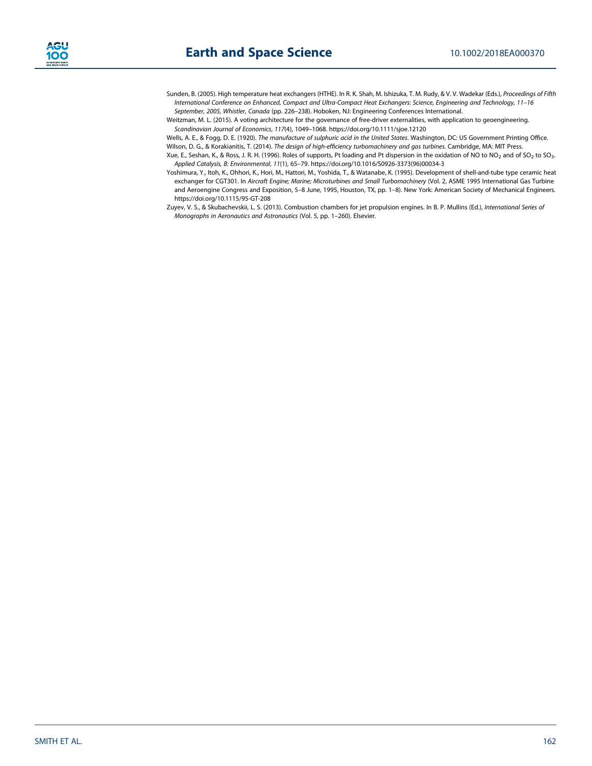Sunden, B. (2005). High temperature heat exchangers (HTHE). In R. K. Shah, M. Ishizuka, T. M. Rudy, & V. V. Wadekar (Eds.), *Proceedings of Fifth International Conference on Enhanced, Compact and Ultra-Compact Heat Exchangers: Science, Engineering and Technology, 11–16 September, 2005, Whistler, Canada* (pp. 226–238). Hoboken, NJ: Engineering Conferences International.

Weitzman, M. L. (2015). A voting architecture for the governance of free-driver externalities, with application to geoengineering. *Scandinavian Journal of Economics*, *117*(4), 1049–1068. https://doi.org/10.1111/sjoe.12120

Wells, A. E., & Fogg, D. E. (1920). *The manufacture of sulphuric acid in the United States*. Washington, DC: US Government Printing Office.

Wilson, D. G., & Korakianitis, T. (2014). *The design of high-efficiency turbomachinery and gas turbines*. Cambridge, MA: MIT Press.

Xue, E., Seshan, K., & Ross, J. R. H. (1996). Roles of supports, Pt loading and Pt dispersion in the oxidation of NO to $NO_2$ and of $SO_2$ to $SO_3$. *Applied Catalysis, B: Environmental*, *11*(1), 65–79. https://doi.org/10.1016/S0926-3373(96)00034-3

Yoshimura, Y., Itoh, K., Ohhori, K., Hori, M., Hattori, M., Yoshida, T., & Watanabe, K. (1995). Development of shell-and-tube type ceramic heat exchanger for CGT301. In *Aircraft Engine; Marine; Microturbines and Small Turbomachinery* (Vol. 2, ASME 1995 International Gas Turbine and Aeroengine Congress and Exposition, 5–8 June, 1995, Houston, TX, pp. 1–8). New York: American Society of Mechanical Engineers. https://doi.org/10.1115/95-GT-208

Zuyev, V. S., & Skubachevskii, L. S. (2013). Combustion chambers for jet propulsion engines. In B. P. Mullins (Ed.), *International Series of Monographs in Aeronautics and Astronautics* (Vol. 5, pp. 1–260). Elsevier.